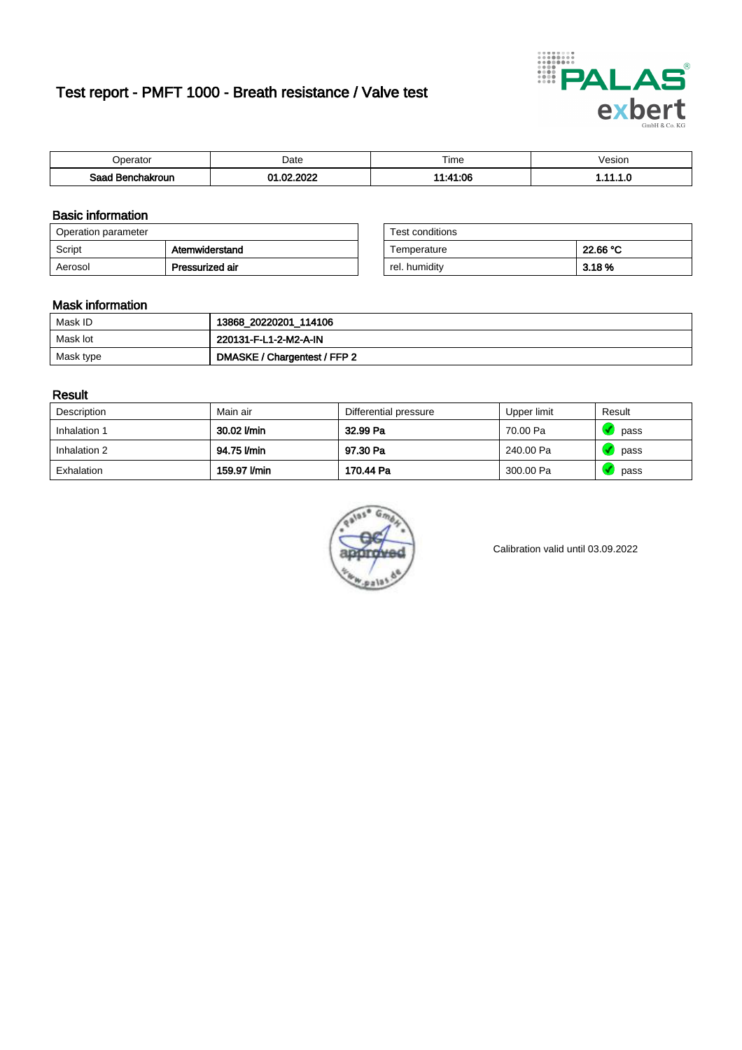# Test report - PMFT 1000 - Breath resistance / Valve test

| Operator | Date | Time | Vesion |
|---|---|---|---|
| Saad Benchakroun | 01.02.2022 | 11:41:06 | 1.11.1.0 |

## Basic information

| Operation parameter | |
|---|---|
| Script | Atemwiderstand |
| Aerosol | Pressurized air |

| Test conditions | |
|---|---|
| Temperature | 22.66 °C |
| rel. humidity | 3.18 % |

## Mask information

| | |
|---|---|
| Mask ID | 13868_20220201_114106 |
| Mask lot | 220131-F-L1-2-M2-A-IN |
| Mask type | DMASKE / Chargentest / FFP 2 |

## Result

| Description | Main air | Differential pressure | Upper limit | Result |
|---|---|---|---|---|
| Inhalation 1 | 30.02 l/min | 32.99 Pa | 70.00 Pa | pass |
| Inhalation 2 | 94.75 l/min | 97.30 Pa | 240.00 Pa | pass |
| Exhalation | 159.97 l/min | 170.44 Pa | 300.00 Pa | pass |

Calibration valid until 03.09.2022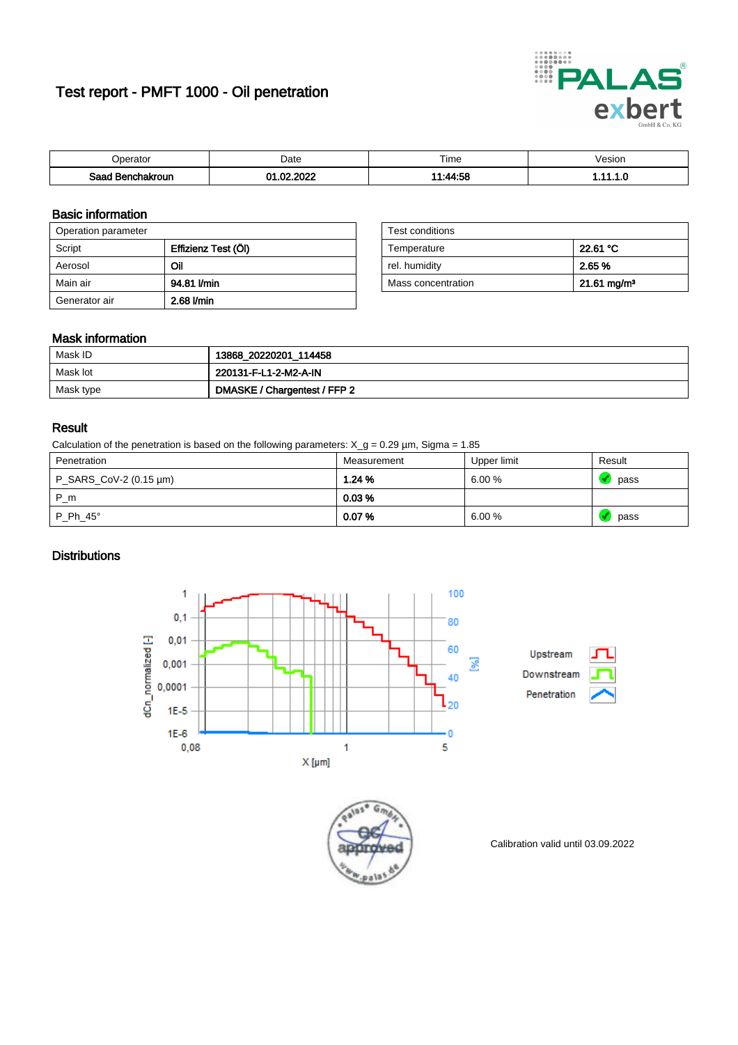# Test report - PMFT 1000 - Oil penetration

PALAS exbert GmbH & Co. KG

| Operator | Date | Time | Vesion |
|---|---|---|---|
| **Saad Benchakroun** | **01.02.2022** | **11:44:58** | **1.11.1.0** |

## Basic information

| Operation parameter | |
|---|---|
| Script | **Effizienz Test (Öl)** |
| Aerosol | **Oil** |
| Main air | **94.81 l/min** |
| Generator air | **2.68 l/min** |

| Test conditions | |
|---|---|
| Temperature | **22.61 °C** |
| rel. humidity | **2.65 %** |
| Mass concentration | **21.61 mg/m³** |

## Mask information

| | |
|---|---|
| Mask ID | **13868_20220201_114458** |
| Mask lot | **220131-F-L1-2-M2-A-IN** |
| Mask type | **DMASKE / Chargentest / FFP 2** |

## Result

Calculation of the penetration is based on the following parameters: X_g = 0.29 µm, Sigma = 1.85

| Penetration | Measurement | Upper limit | Result |
|---|---|---|---|
| P_SARS_CoV-2 (0.15 µm) | **1.24 %** | 6.00 % | pass |
| P_m | **0.03 %** | | |
| P_Ph_45° | **0.07 %** | 6.00 % | pass |

## Distributions

dCn_normalized [-]
1
0,1
0,01
0,001
0,0001
1E-5
1E-6
0,08
1
5
X [µm]
100
80
60
40
20
0
[%]

Upstream
Downstream
Penetration

Palas® GmbH
QC approved
www.palas.de

Calibration valid until 03.09.2022